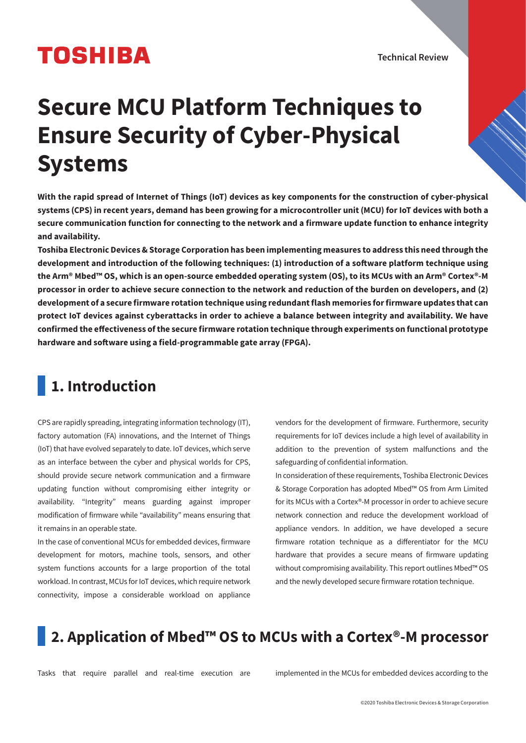# Secure MCU Platform Techniques to Ensure Security of Cyber-Physical Systems

**With the rapid spread of Internet of Things (IoT) devices as key components for the construction of cyber-physical systems (CPS) in recent years, demand has been growing for a microcontroller unit (MCU) for IoT devices with both a secure communication function for connecting to the network and a firmware update function to enhance integrity and availability.**

**Toshiba Electronic Devices & Storage Corporation has been implementing measures to address this need through the development and introduction of the following techniques: (1) introduction of a software platform technique using the Arm® Mbed™ OS, which is an open-source embedded operating system (OS), to its MCUs with an Arm® Cortex®-M processor in order to achieve secure connection to the network and reduction of the burden on developers, and (2) development of a secure firmware rotation technique using redundant flash memories for firmware updates that can protect IoT devices against cyberattacks in order to achieve a balance between integrity and availability. We have confirmed the effectiveness of the secure firmware rotation technique through experiments on functional prototype hardware and software using a field-programmable gate array (FPGA).**

## 1. Introduction

CPS are rapidly spreading, integrating information technology (IT), factory automation (FA) innovations, and the Internet of Things (IoT) that have evolved separately to date. IoT devices, which serve as an interface between the cyber and physical worlds for CPS, should provide secure network communication and a firmware updating function without compromising either integrity or availability. "Integrity" means guarding against improper modification of firmware while "availability" means ensuring that it remains in an operable state.

In the case of conventional MCUs for embedded devices, firmware development for motors, machine tools, sensors, and other system functions accounts for a large proportion of the total workload. In contrast, MCUs for IoT devices, which require network connectivity, impose a considerable workload on appliance vendors for the development of firmware. Furthermore, security requirements for IoT devices include a high level of availability in addition to the prevention of system malfunctions and the safeguarding of confidential information.

In consideration of these requirements, Toshiba Electronic Devices & Storage Corporation has adopted Mbed™ OS from Arm Limited for its MCUs with a Cortex®-M processor in order to achieve secure network connection and reduce the development workload of appliance vendors. In addition, we have developed a secure firmware rotation technique as a differentiator for the MCU hardware that provides a secure means of firmware updating without compromising availability. This report outlines Mbed™ OS and the newly developed secure firmware rotation technique.

## 2. Application of Mbed™ OS to MCUs with a Cortex®-M processor

Tasks that require parallel and real-time execution are implemented in the MCUs for embedded devices according to the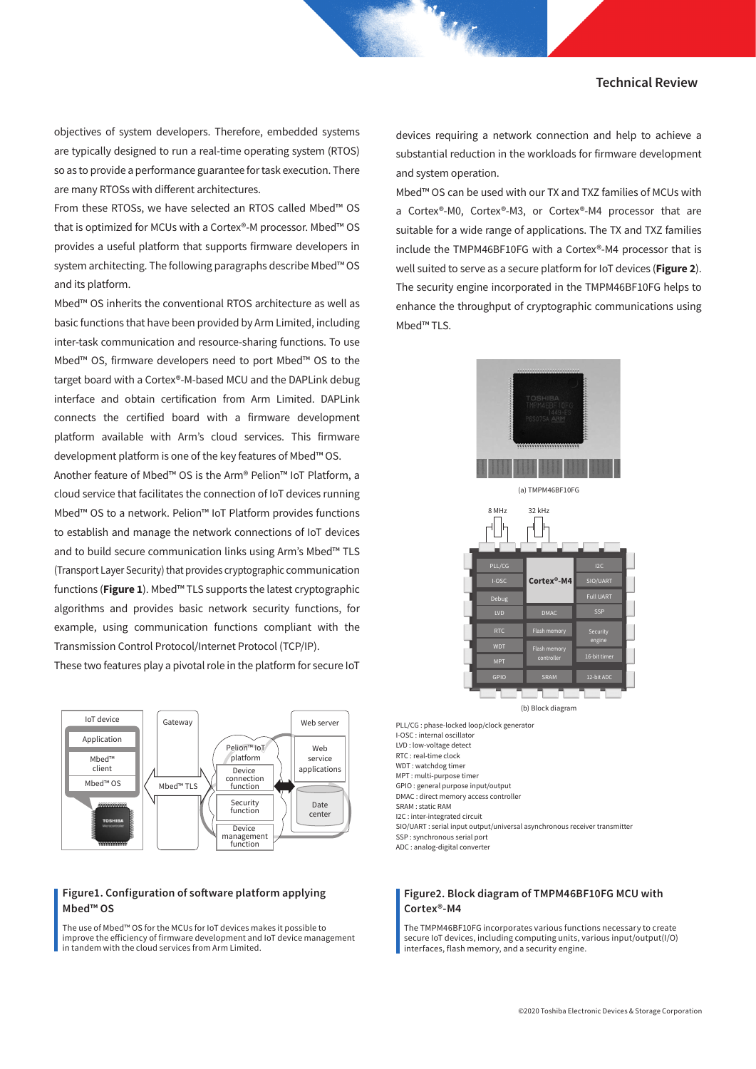objectives of system developers. Therefore, embedded systems are typically designed to run a real-time operating system (RTOS) so as to provide a performance guarantee for task execution. There are many RTOSs with different architectures.

From these RTOSs, we have selected an RTOS called Mbed™ OS that is optimized for MCUs with a Cortex®-M processor. Mbed™ OS provides a useful platform that supports firmware developers in system architecting. The following paragraphs describe Mbed™ OS and its platform.

Mbed™ OS inherits the conventional RTOS architecture as well as basic functions that have been provided by Arm Limited, including inter-task communication and resource-sharing functions. To use Mbed™ OS, firmware developers need to port Mbed™ OS to the target board with a Cortex®-M-based MCU and the DAPLink debug interface and obtain certification from Arm Limited. DAPLink connects the certified board with a firmware development platform available with Arm's cloud services. This firmware development platform is one of the key features of Mbed™ OS.

Another feature of Mbed™ OS is the Arm® Pelion™ IoT Platform, a cloud service that facilitates the connection of IoT devices running Mbed™ OS to a network. Pelion™ IoT Platform provides functions to establish and manage the network connections of IoT devices and to build secure communication links using Arm's Mbed™ TLS (Transport Layer Security) that provides cryptographic communication functions (**Figure 1**). Mbed™ TLS supports the latest cryptographic algorithms and provides basic network security functions, for example, using communication functions compliant with the Transmission Control Protocol/Internet Protocol (TCP/IP).

These two features play a pivotal role in the platform for secure IoT devices requiring a network connection and help to achieve a substantial reduction in the workloads for firmware development and system operation.

Mbed™ OS can be used with our TX and TXZ families of MCUs with a Cortex®-M0, Cortex®-M3, or Cortex®-M4 processor that are suitable for a wide range of applications. The TX and TXZ families include the TMPM46BF10FG with a Cortex®-M4 processor that is well suited to serve as a secure platform for IoT devices (**Figure 2**). The security engine incorporated in the TMPM46BF10FG helps to enhance the throughput of cryptographic communications using Mbed™ TLS.

IoT device | Application | Mbed™ client | Mbed™ OS | Gateway | Mbed™ TLS | Pelion™ IoT platform | Device connection function | Security function | Device management function | Web server | Web service applications | Date center

### Figure1. Configuration of software platform applying Mbed™ OS

The use of Mbed™ OS for the MCUs for IoT devices makes it possible to improve the efficiency of firmware development and IoT device management in tandem with the cloud services from Arm Limited.

(a) TMPM46BF10FG

8 MHz | 32 kHz | PLL/CG | I-OSC | Debug | LVD | RTC | WDT | MPT | GPIO | Cortex®-M4 | DMAC | Flash memory | Flash memory controller | SRAM | I2C | SIO/UART | Full UART | SSP | Security engine | 16-bit timer | 12-bit ADC

(b) Block diagram

PLL/CG : phase-locked loop/clock generator
I-OSC : internal oscillator
LVD : low-voltage detect
RTC : real-time clock
WDT : watchdog timer
MPT : multi-purpose timer
GPIO : general purpose input/output
DMAC : direct memory access controller
SRAM : static RAM
I2C : inter-integrated circuit
SIO/UART : serial input output/universal asynchronous receiver transmitter
SSP : synchronous serial port
ADC : analog-digital converter

### Figure2. Block diagram of TMPM46BF10FG MCU with Cortex®-M4

The TMPM46BF10FG incorporates various functions necessary to create secure IoT devices, including computing units, various input/output(I/O) interfaces, flash memory, and a security engine.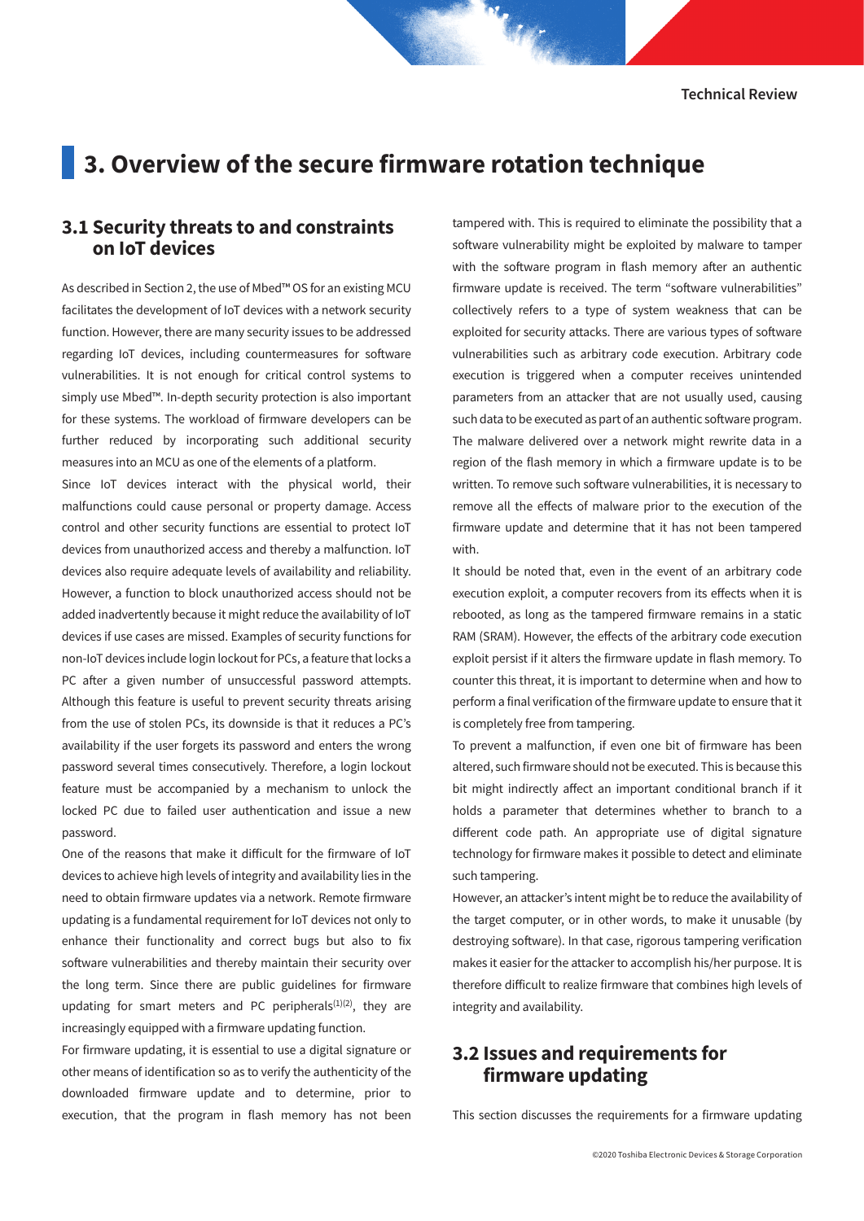## 3. Overview of the secure firmware rotation technique

### 3.1 Security threats to and constraints on IoT devices

As described in Section 2, the use of Mbed™ OS for an existing MCU facilitates the development of IoT devices with a network security function. However, there are many security issues to be addressed regarding IoT devices, including countermeasures for software vulnerabilities. It is not enough for critical control systems to simply use Mbed™. In-depth security protection is also important for these systems. The workload of firmware developers can be further reduced by incorporating such additional security measures into an MCU as one of the elements of a platform.

Since IoT devices interact with the physical world, their malfunctions could cause personal or property damage. Access control and other security functions are essential to protect IoT devices from unauthorized access and thereby a malfunction. IoT devices also require adequate levels of availability and reliability. However, a function to block unauthorized access should not be added inadvertently because it might reduce the availability of IoT devices if use cases are missed. Examples of security functions for non-IoT devices include login lockout for PCs, a feature that locks a PC after a given number of unsuccessful password attempts. Although this feature is useful to prevent security threats arising from the use of stolen PCs, its downside is that it reduces a PC's availability if the user forgets its password and enters the wrong password several times consecutively. Therefore, a login lockout feature must be accompanied by a mechanism to unlock the locked PC due to failed user authentication and issue a new password.

One of the reasons that make it difficult for the firmware of IoT devices to achieve high levels of integrity and availability lies in the need to obtain firmware updates via a network. Remote firmware updating is a fundamental requirement for IoT devices not only to enhance their functionality and correct bugs but also to fix software vulnerabilities and thereby maintain their security over the long term. Since there are public guidelines for firmware updating for smart meters and PC peripherals[(1)(2)], they are increasingly equipped with a firmware updating function.

For firmware updating, it is essential to use a digital signature or other means of identification so as to verify the authenticity of the downloaded firmware update and to determine, prior to execution, that the program in flash memory has not been tampered with. This is required to eliminate the possibility that a software vulnerability might be exploited by malware to tamper with the software program in flash memory after an authentic firmware update is received. The term "software vulnerabilities" collectively refers to a type of system weakness that can be exploited for security attacks. There are various types of software vulnerabilities such as arbitrary code execution. Arbitrary code execution is triggered when a computer receives unintended parameters from an attacker that are not usually used, causing such data to be executed as part of an authentic software program. The malware delivered over a network might rewrite data in a region of the flash memory in which a firmware update is to be written. To remove such software vulnerabilities, it is necessary to remove all the effects of malware prior to the execution of the firmware update and determine that it has not been tampered with.

It should be noted that, even in the event of an arbitrary code execution exploit, a computer recovers from its effects when it is rebooted, as long as the tampered firmware remains in a static RAM (SRAM). However, the effects of the arbitrary code execution exploit persist if it alters the firmware update in flash memory. To counter this threat, it is important to determine when and how to perform a final verification of the firmware update to ensure that it is completely free from tampering.

To prevent a malfunction, if even one bit of firmware has been altered, such firmware should not be executed. This is because this bit might indirectly affect an important conditional branch if it holds a parameter that determines whether to branch to a different code path. An appropriate use of digital signature technology for firmware makes it possible to detect and eliminate such tampering.

However, an attacker's intent might be to reduce the availability of the target computer, or in other words, to make it unusable (by destroying software). In that case, rigorous tampering verification makes it easier for the attacker to accomplish his/her purpose. It is therefore difficult to realize firmware that combines high levels of integrity and availability.

### 3.2 Issues and requirements for firmware updating

This section discusses the requirements for a firmware updating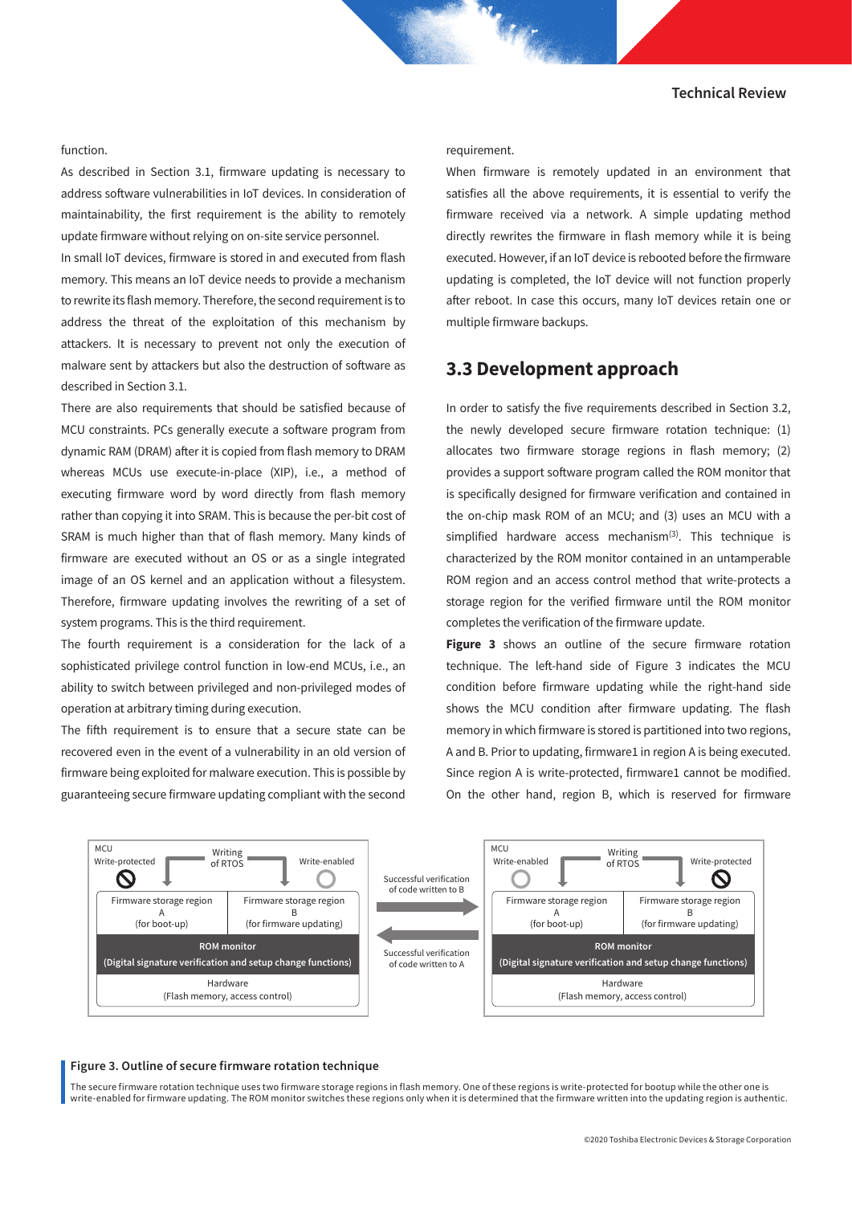function.

As described in Section 3.1, firmware updating is necessary to address software vulnerabilities in IoT devices. In consideration of maintainability, the first requirement is the ability to remotely update firmware without relying on on-site service personnel.

In small IoT devices, firmware is stored in and executed from flash memory. This means an IoT device needs to provide a mechanism to rewrite its flash memory. Therefore, the second requirement is to address the threat of the exploitation of this mechanism by attackers. It is necessary to prevent not only the execution of malware sent by attackers but also the destruction of software as described in Section 3.1.

There are also requirements that should be satisfied because of MCU constraints. PCs generally execute a software program from dynamic RAM (DRAM) after it is copied from flash memory to DRAM whereas MCUs use execute-in-place (XIP), i.e., a method of executing firmware word by word directly from flash memory rather than copying it into SRAM. This is because the per-bit cost of SRAM is much higher than that of flash memory. Many kinds of firmware are executed without an OS or as a single integrated image of an OS kernel and an application without a filesystem. Therefore, firmware updating involves the rewriting of a set of system programs. This is the third requirement.

The fourth requirement is a consideration for the lack of a sophisticated privilege control function in low-end MCUs, i.e., an ability to switch between privileged and non-privileged modes of operation at arbitrary timing during execution.

The fifth requirement is to ensure that a secure state can be recovered even in the event of a vulnerability in an old version of firmware being exploited for malware execution. This is possible by guaranteeing secure firmware updating compliant with the second requirement.

When firmware is remotely updated in an environment that satisfies all the above requirements, it is essential to verify the firmware received via a network. A simple updating method directly rewrites the firmware in flash memory while it is being executed. However, if an IoT device is rebooted before the firmware updating is completed, the IoT device will not function properly after reboot. In case this occurs, many IoT devices retain one or multiple firmware backups.

## 3.3 Development approach

In order to satisfy the five requirements described in Section 3.2, the newly developed secure firmware rotation technique: (1) allocates two firmware storage regions in flash memory; (2) provides a support software program called the ROM monitor that is specifically designed for firmware verification and contained in the on-chip mask ROM of an MCU; and (3) uses an MCU with a simplified hardware access mechanism[3]. This technique is characterized by the ROM monitor contained in an untamperable ROM region and an access control method that write-protects a storage region for the verified firmware until the ROM monitor completes the verification of the firmware update.

**Figure 3** shows an outline of the secure firmware rotation technique. The left-hand side of Figure 3 indicates the MCU condition before firmware updating while the right-hand side shows the MCU condition after firmware updating. The flash memory in which firmware is stored is partitioned into two regions, A and B. Prior to updating, firmware1 in region A is being executed. Since region A is write-protected, firmware1 cannot be modified. On the other hand, region B, which is reserved for firmware

MCU — Write-protected | Writing of RTOS | Write-enabled
Firmware storage region A (for boot-up) | Firmware storage region B (for firmware updating)
ROM monitor (Digital signature verification and setup change functions)
Hardware (Flash memory, access control)

Successful verification of code written to B →
← Successful verification of code written to A

MCU — Write-enabled | Writing of RTOS | Write-protected
Firmware storage region A (for boot-up) | Firmware storage region B (for firmware updating)
ROM monitor (Digital signature verification and setup change functions)
Hardware (Flash memory, access control)

**Figure 3. Outline of secure firmware rotation technique**

The secure firmware rotation technique uses two firmware storage regions in flash memory. One of these regions is write-protected for bootup while the other one is write-enabled for firmware updating. The ROM monitor switches these regions only when it is determined that the firmware written into the updating region is authentic.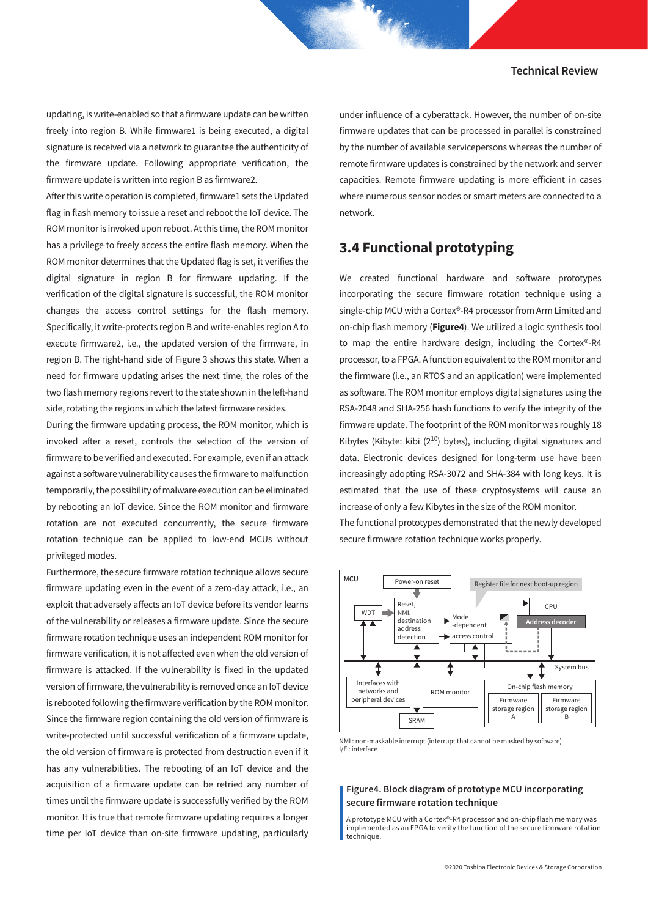updating, is write-enabled so that a firmware update can be written freely into region B. While firmware1 is being executed, a digital signature is received via a network to guarantee the authenticity of the firmware update. Following appropriate verification, the firmware update is written into region B as firmware2.

After this write operation is completed, firmware1 sets the Updated flag in flash memory to issue a reset and reboot the IoT device. The ROM monitor is invoked upon reboot. At this time, the ROM monitor has a privilege to freely access the entire flash memory. When the ROM monitor determines that the Updated flag is set, it verifies the digital signature in region B for firmware updating. If the verification of the digital signature is successful, the ROM monitor changes the access control settings for the flash memory. Specifically, it write-protects region B and write-enables region A to execute firmware2, i.e., the updated version of the firmware, in region B. The right-hand side of Figure 3 shows this state. When a need for firmware updating arises the next time, the roles of the two flash memory regions revert to the state shown in the left-hand side, rotating the regions in which the latest firmware resides.

During the firmware updating process, the ROM monitor, which is invoked after a reset, controls the selection of the version of firmware to be verified and executed. For example, even if an attack against a software vulnerability causes the firmware to malfunction temporarily, the possibility of malware execution can be eliminated by rebooting an IoT device. Since the ROM monitor and firmware rotation are not executed concurrently, the secure firmware rotation technique can be applied to low-end MCUs without privileged modes.

Furthermore, the secure firmware rotation technique allows secure firmware updating even in the event of a zero-day attack, i.e., an exploit that adversely affects an IoT device before its vendor learns of the vulnerability or releases a firmware update. Since the secure firmware rotation technique uses an independent ROM monitor for firmware verification, it is not affected even when the old version of firmware is attacked. If the vulnerability is fixed in the updated version of firmware, the vulnerability is removed once an IoT device is rebooted following the firmware verification by the ROM monitor. Since the firmware region containing the old version of firmware is write-protected until successful verification of a firmware update, the old version of firmware is protected from destruction even if it has any vulnerabilities. The rebooting of an IoT device and the acquisition of a firmware update can be retried any number of times until the firmware update is successfully verified by the ROM monitor. It is true that remote firmware updating requires a longer time per IoT device than on-site firmware updating, particularly under influence of a cyberattack. However, the number of on-site firmware updates that can be processed in parallel is constrained by the number of available servicepersons whereas the number of remote firmware updates is constrained by the network and server capacities. Remote firmware updating is more efficient in cases where numerous sensor nodes or smart meters are connected to a network.

## 3.4 Functional prototyping

We created functional hardware and software prototypes incorporating the secure firmware rotation technique using a single-chip MCU with a Cortex®-R4 processor from Arm Limited and on-chip flash memory (**Figure4**). We utilized a logic synthesis tool to map the entire hardware design, including the Cortex®-R4 processor, to a FPGA. A function equivalent to the ROM monitor and the firmware (i.e., an RTOS and an application) were implemented as software. The ROM monitor employs digital signatures using the RSA-2048 and SHA-256 hash functions to verify the integrity of the firmware update. The footprint of the ROM monitor was roughly 18 Kibytes (Kibyte: kibi ($2^{10}$) bytes), including digital signatures and data. Electronic devices designed for long-term use have been increasingly adopting RSA-3072 and SHA-384 with long keys. It is estimated that the use of these cryptosystems will cause an increase of only a few Kibytes in the size of the ROM monitor.

The functional prototypes demonstrated that the newly developed secure firmware rotation technique works properly.

MCU | Power-on reset | Register file for next boot-up region | Reset, NMI, destination address detection | WDT | Mode-dependent access control | CPU | Address decoder | System bus | Interfaces with networks and peripheral devices | ROM monitor | SRAM | On-chip flash memory | Firmware storage region A | Firmware storage region B

NMI : non-maskable interrupt (interrupt that cannot be masked by software)
I/F : interface

**Figure4. Block diagram of prototype MCU incorporating secure firmware rotation technique**

A prototype MCU with a Cortex®-R4 processor and on-chip flash memory was implemented as an FPGA to verify the function of the secure firmware rotation technique.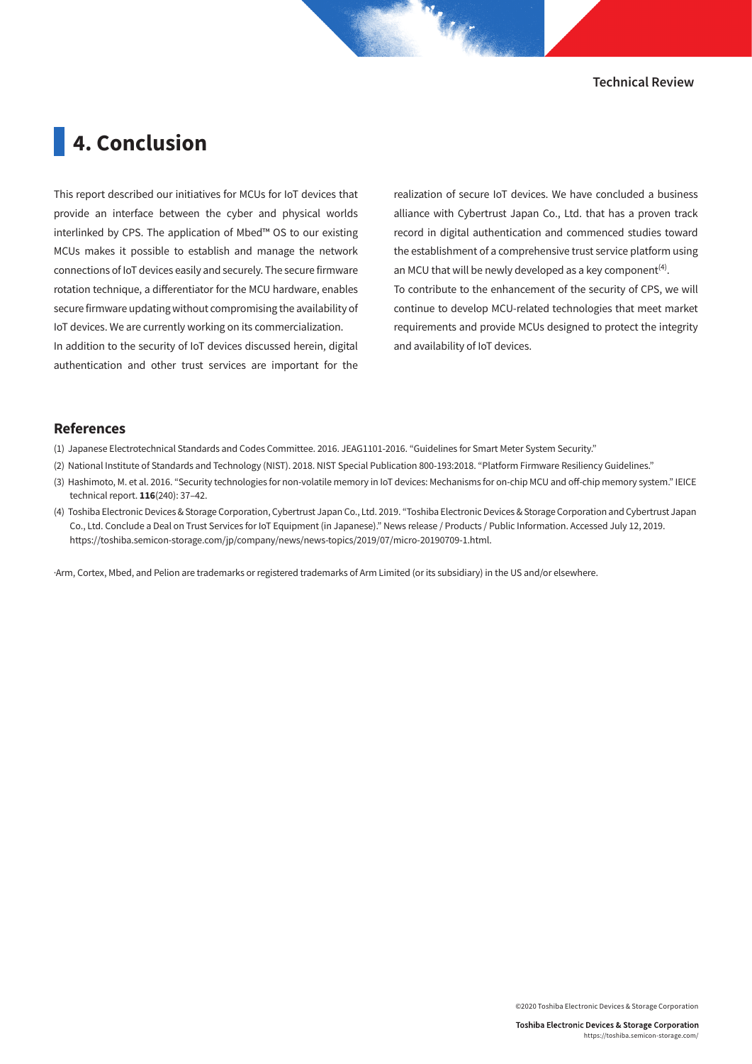## 4. Conclusion

This report described our initiatives for MCUs for IoT devices that provide an interface between the cyber and physical worlds interlinked by CPS. The application of Mbed™ OS to our existing MCUs makes it possible to establish and manage the network connections of IoT devices easily and securely. The secure firmware rotation technique, a differentiator for the MCU hardware, enables secure firmware updating without compromising the availability of IoT devices. We are currently working on its commercialization.

In addition to the security of IoT devices discussed herein, digital authentication and other trust services are important for the realization of secure IoT devices. We have concluded a business alliance with Cybertrust Japan Co., Ltd. that has a proven track record in digital authentication and commenced studies toward the establishment of a comprehensive trust service platform using an MCU that will be newly developed as a key component(4).

To contribute to the enhancement of the security of CPS, we will continue to develop MCU-related technologies that meet market requirements and provide MCUs designed to protect the integrity and availability of IoT devices.

### References

(1) Japanese Electrotechnical Standards and Codes Committee. 2016. JEAG1101-2016. “Guidelines for Smart Meter System Security.”

(2) National Institute of Standards and Technology (NIST). 2018. NIST Special Publication 800-193:2018. “Platform Firmware Resiliency Guidelines.”

(3) Hashimoto, M. et al. 2016. “Security technologies for non-volatile memory in IoT devices: Mechanisms for on-chip MCU and off-chip memory system.” IEICE technical report. **116**(240): 37–42.

(4) Toshiba Electronic Devices & Storage Corporation, Cybertrust Japan Co., Ltd. 2019. “Toshiba Electronic Devices & Storage Corporation and Cybertrust Japan Co., Ltd. Conclude a Deal on Trust Services for IoT Equipment (in Japanese).” News release / Products / Public Information. Accessed July 12, 2019. https://toshiba.semicon-storage.com/jp/company/news/news-topics/2019/07/micro-20190709-1.html.

·Arm, Cortex, Mbed, and Pelion are trademarks or registered trademarks of Arm Limited (or its subsidiary) in the US and/or elsewhere.

©2020 Toshiba Electronic Devices & Storage Corporation

**Toshiba Electronic Devices & Storage Corporation**
https://toshiba.semicon-storage.com/